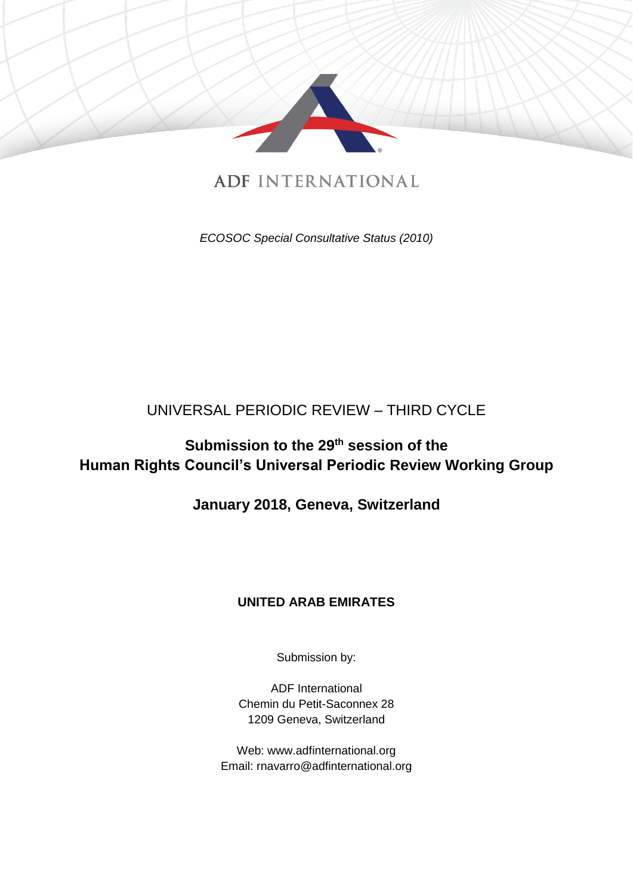ADF INTERNATIONAL

*ECOSOC Special Consultative Status (2010)*

UNIVERSAL PERIODIC REVIEW – THIRD CYCLE

**Submission to the 29th session of the Human Rights Council's Universal Periodic Review Working Group**

**January 2018, Geneva, Switzerland**

**UNITED ARAB EMIRATES**

Submission by:

ADF International
Chemin du Petit-Saconnex 28
1209 Geneva, Switzerland

Web: www.adfinternational.org
Email: rnavarro@adfinternational.org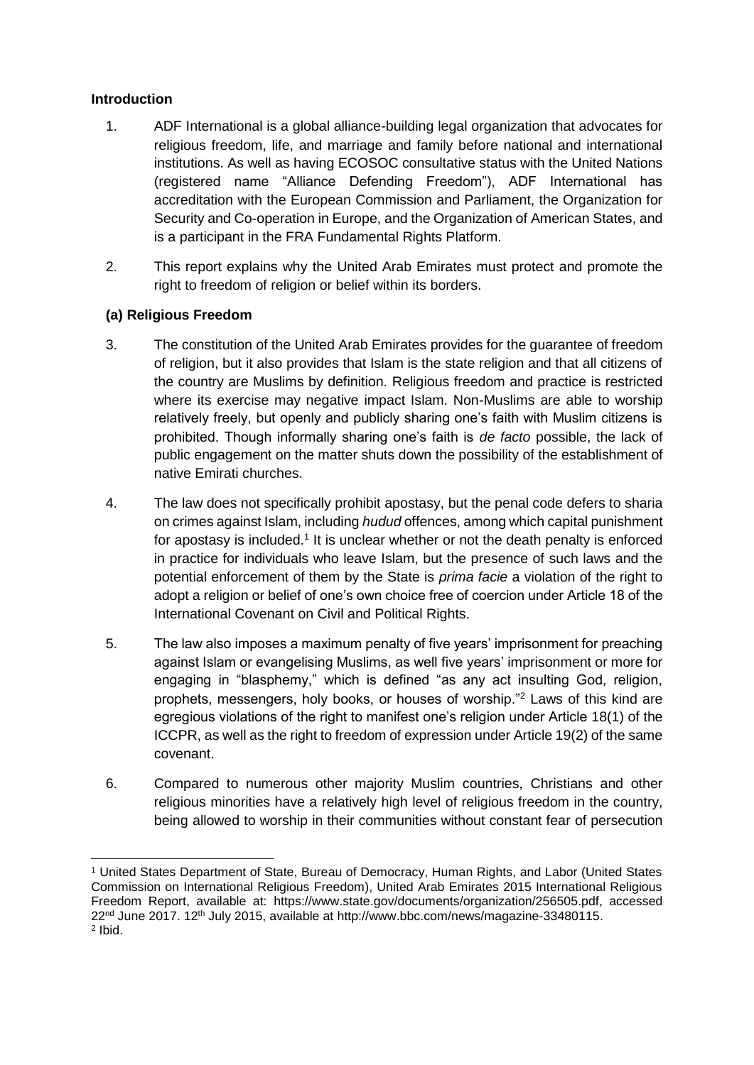**Introduction**

1. ADF International is a global alliance-building legal organization that advocates for religious freedom, life, and marriage and family before national and international institutions. As well as having ECOSOC consultative status with the United Nations (registered name "Alliance Defending Freedom"), ADF International has accreditation with the European Commission and Parliament, the Organization for Security and Co-operation in Europe, and the Organization of American States, and is a participant in the FRA Fundamental Rights Platform.

2. This report explains why the United Arab Emirates must protect and promote the right to freedom of religion or belief within its borders.

**(a) Religious Freedom**

3. The constitution of the United Arab Emirates provides for the guarantee of freedom of religion, but it also provides that Islam is the state religion and that all citizens of the country are Muslims by definition. Religious freedom and practice is restricted where its exercise may negative impact Islam. Non-Muslims are able to worship relatively freely, but openly and publicly sharing one's faith with Muslim citizens is prohibited. Though informally sharing one's faith is *de facto* possible, the lack of public engagement on the matter shuts down the possibility of the establishment of native Emirati churches.

4. The law does not specifically prohibit apostasy, but the penal code defers to sharia on crimes against Islam, including *hudud* offences, among which capital punishment for apostasy is included.[1] It is unclear whether or not the death penalty is enforced in practice for individuals who leave Islam, but the presence of such laws and the potential enforcement of them by the State is *prima facie* a violation of the right to adopt a religion or belief of one's own choice free of coercion under Article 18 of the International Covenant on Civil and Political Rights.

5. The law also imposes a maximum penalty of five years' imprisonment for preaching against Islam or evangelising Muslims, as well five years' imprisonment or more for engaging in "blasphemy," which is defined "as any act insulting God, religion, prophets, messengers, holy books, or houses of worship."[2] Laws of this kind are egregious violations of the right to manifest one's religion under Article 18(1) of the ICCPR, as well as the right to freedom of expression under Article 19(2) of the same covenant.

6. Compared to numerous other majority Muslim countries, Christians and other religious minorities have a relatively high level of religious freedom in the country, being allowed to worship in their communities without constant fear of persecution

---

[1] United States Department of State, Bureau of Democracy, Human Rights, and Labor (United States Commission on International Religious Freedom), United Arab Emirates 2015 International Religious Freedom Report, available at: https://www.state.gov/documents/organization/256505.pdf, accessed 22nd June 2017. 12th July 2015, available at http://www.bbc.com/news/magazine-33480115.

[2] Ibid.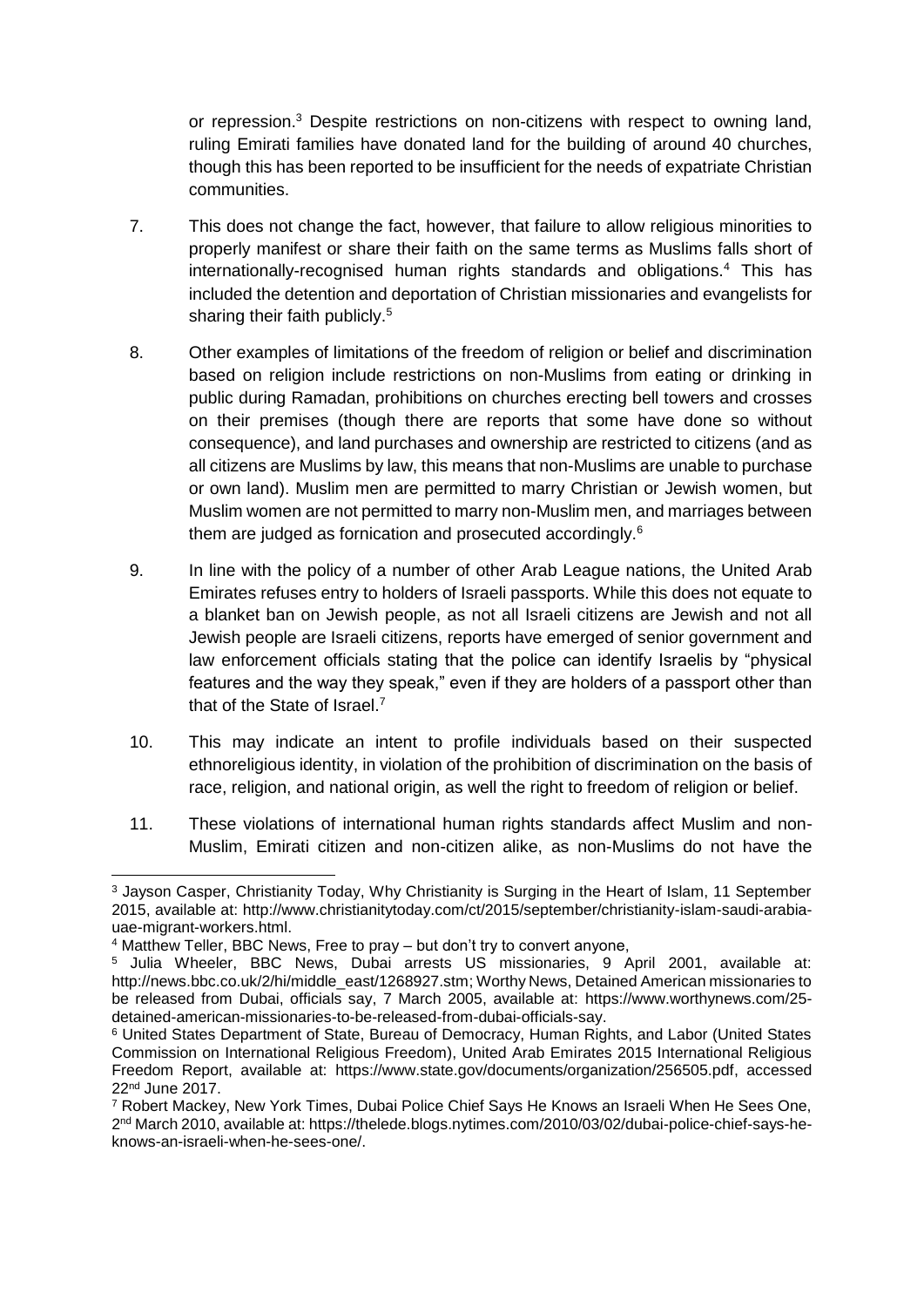or repression.[3] Despite restrictions on non-citizens with respect to owning land, ruling Emirati families have donated land for the building of around 40 churches, though this has been reported to be insufficient for the needs of expatriate Christian communities.

7. This does not change the fact, however, that failure to allow religious minorities to properly manifest or share their faith on the same terms as Muslims falls short of internationally-recognised human rights standards and obligations.[4] This has included the detention and deportation of Christian missionaries and evangelists for sharing their faith publicly.[5]

8. Other examples of limitations of the freedom of religion or belief and discrimination based on religion include restrictions on non-Muslims from eating or drinking in public during Ramadan, prohibitions on churches erecting bell towers and crosses on their premises (though there are reports that some have done so without consequence), and land purchases and ownership are restricted to citizens (and as all citizens are Muslims by law, this means that non-Muslims are unable to purchase or own land). Muslim men are permitted to marry Christian or Jewish women, but Muslim women are not permitted to marry non-Muslim men, and marriages between them are judged as fornication and prosecuted accordingly.[6]

9. In line with the policy of a number of other Arab League nations, the United Arab Emirates refuses entry to holders of Israeli passports. While this does not equate to a blanket ban on Jewish people, as not all Israeli citizens are Jewish and not all Jewish people are Israeli citizens, reports have emerged of senior government and law enforcement officials stating that the police can identify Israelis by "physical features and the way they speak," even if they are holders of a passport other than that of the State of Israel.[7]

10. This may indicate an intent to profile individuals based on their suspected ethnoreligious identity, in violation of the prohibition of discrimination on the basis of race, religion, and national origin, as well the right to freedom of religion or belief.

11. These violations of international human rights standards affect Muslim and non-Muslim, Emirati citizen and non-citizen alike, as non-Muslims do not have the

---

[3] Jayson Casper, Christianity Today, Why Christianity is Surging in the Heart of Islam, 11 September 2015, available at: http://www.christianitytoday.com/ct/2015/september/christianity-islam-saudi-arabia-uae-migrant-workers.html.

[4] Matthew Teller, BBC News, Free to pray – but don't try to convert anyone,

[5] Julia Wheeler, BBC News, Dubai arrests US missionaries, 9 April 2001, available at: http://news.bbc.co.uk/2/hi/middle_east/1268927.stm; Worthy News, Detained American missionaries to be released from Dubai, officials say, 7 March 2005, available at: https://www.worthynews.com/25-detained-american-missionaries-to-be-released-from-dubai-officials-say.

[6] United States Department of State, Bureau of Democracy, Human Rights, and Labor (United States Commission on International Religious Freedom), United Arab Emirates 2015 International Religious Freedom Report, available at: https://www.state.gov/documents/organization/256505.pdf, accessed 22nd June 2017.

[7] Robert Mackey, New York Times, Dubai Police Chief Says He Knows an Israeli When He Sees One, 2nd March 2010, available at: https://thelede.blogs.nytimes.com/2010/03/02/dubai-police-chief-says-he-knows-an-israeli-when-he-sees-one/.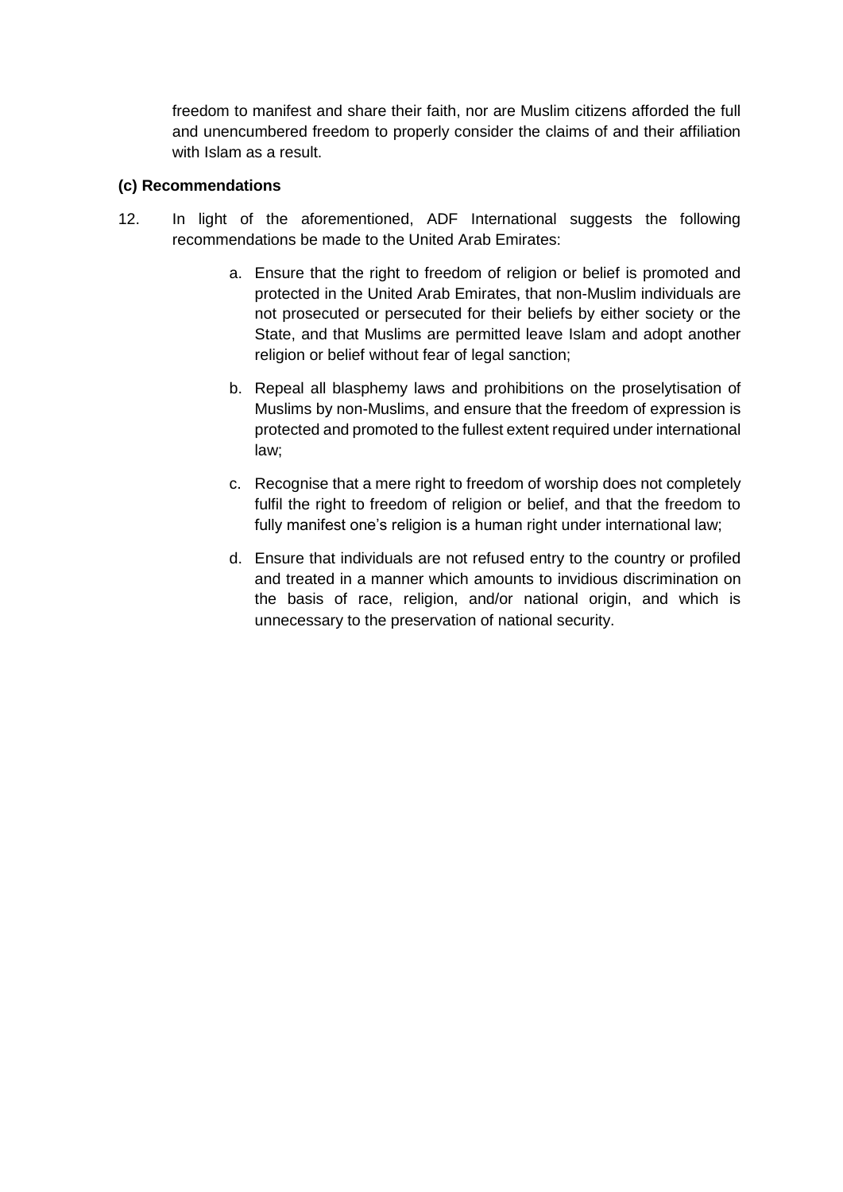freedom to manifest and share their faith, nor are Muslim citizens afforded the full and unencumbered freedom to properly consider the claims of and their affiliation with Islam as a result.

**(c) Recommendations**

12. In light of the aforementioned, ADF International suggests the following recommendations be made to the United Arab Emirates:

    a. Ensure that the right to freedom of religion or belief is promoted and protected in the United Arab Emirates, that non-Muslim individuals are not prosecuted or persecuted for their beliefs by either society or the State, and that Muslims are permitted leave Islam and adopt another religion or belief without fear of legal sanction;

    b. Repeal all blasphemy laws and prohibitions on the proselytisation of Muslims by non-Muslims, and ensure that the freedom of expression is protected and promoted to the fullest extent required under international law;

    c. Recognise that a mere right to freedom of worship does not completely fulfil the right to freedom of religion or belief, and that the freedom to fully manifest one's religion is a human right under international law;

    d. Ensure that individuals are not refused entry to the country or profiled and treated in a manner which amounts to invidious discrimination on the basis of race, religion, and/or national origin, and which is unnecessary to the preservation of national security.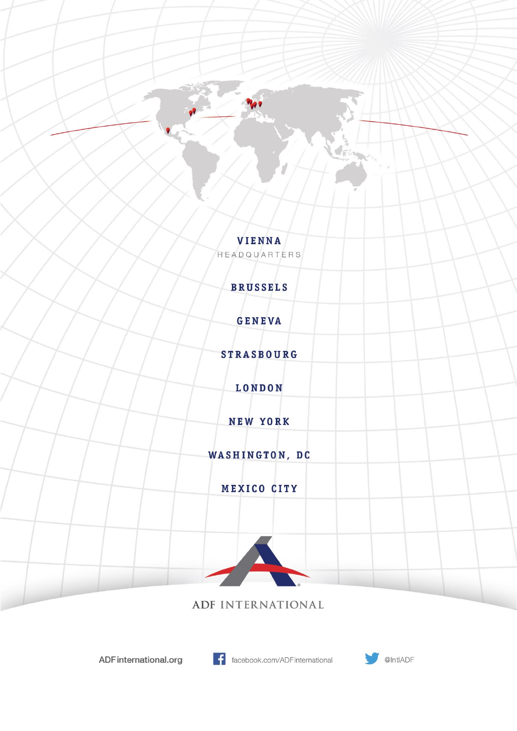**VIENNA**
HEADQUARTERS

**BRUSSELS**

**GENEVA**

**STRASBOURG**

**LONDON**

**NEW YORK**

**WASHINGTON, DC**

**MEXICO CITY**

ADF INTERNATIONAL

ADFinternational.org

facebook.com/ADFinternational

@IntlADF